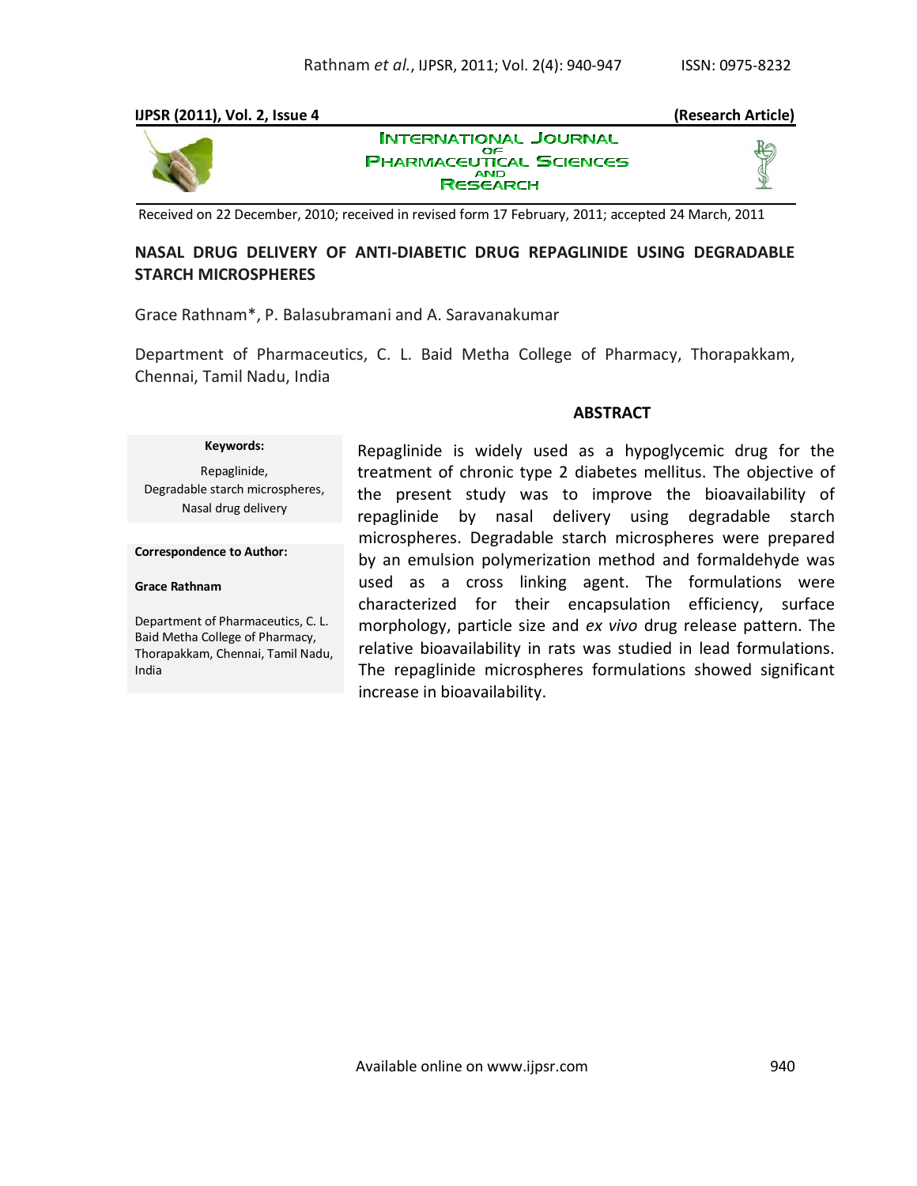Received on 22 December, 2010; received in revised form 17 February, 2011; accepted 24 March, 2011

# NASAL DRUG DELIVERY OF ANTI-DIABETIC DRUG REPAGLINIDE USING DEGRADABLE STARCH MICROSPHERES

Grace Rathnam*, P. Balasubramani and A. Saravanakumar

Department of Pharmaceutics, C. L. Baid Metha College of Pharmacy, Thorapakkam, Chennai, Tamil Nadu, India

**Keywords:**

Repaglinide,
Degradable starch microspheres,
Nasal drug delivery

**Correspondence to Author:**

**Grace Rathnam**

Department of Pharmaceutics, C. L. Baid Metha College of Pharmacy, Thorapakkam, Chennai, Tamil Nadu, India

## ABSTRACT

Repaglinide is widely used as a hypoglycemic drug for the treatment of chronic type 2 diabetes mellitus. The objective of the present study was to improve the bioavailability of repaglinide by nasal delivery using degradable starch microspheres. Degradable starch microspheres were prepared by an emulsion polymerization method and formaldehyde was used as a cross linking agent. The formulations were characterized for their encapsulation efficiency, surface morphology, particle size and *ex vivo* drug release pattern. The relative bioavailability in rats was studied in lead formulations. The repaglinide microspheres formulations showed significant increase in bioavailability.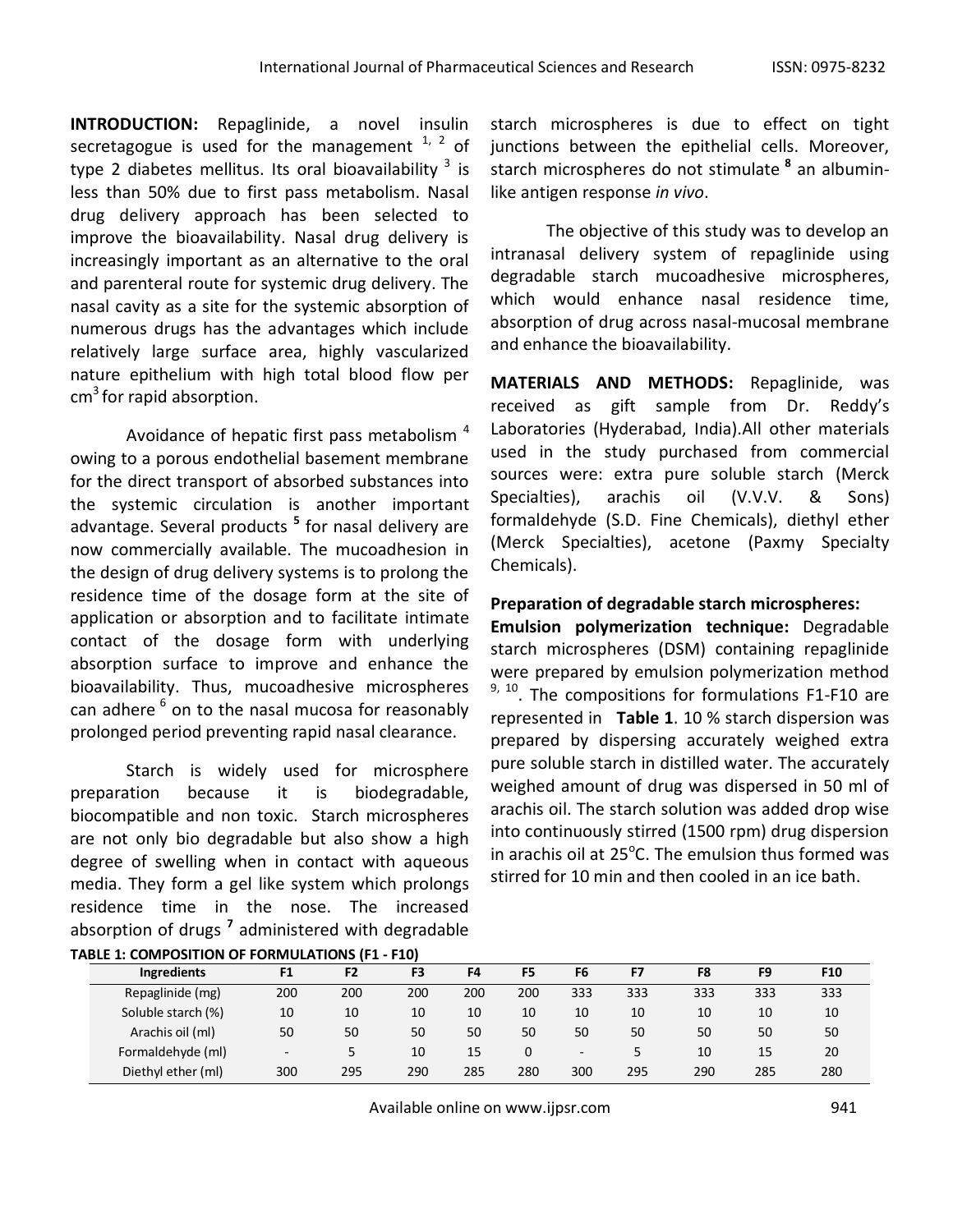**INTRODUCTION:** Repaglinide, a novel insulin secretagogue is used for the management [1, 2] of type 2 diabetes mellitus. Its oral bioavailability [3] is less than 50% due to first pass metabolism. Nasal drug delivery approach has been selected to improve the bioavailability. Nasal drug delivery is increasingly important as an alternative to the oral and parenteral route for systemic drug delivery. The nasal cavity as a site for the systemic absorption of numerous drugs has the advantages which include relatively large surface area, highly vascularized nature epithelium with high total blood flow per $cm^3$ for rapid absorption.

Avoidance of hepatic first pass metabolism [4] owing to a porous endothelial basement membrane for the direct transport of absorbed substances into the systemic circulation is another important advantage. Several products [5] for nasal delivery are now commercially available. The mucoadhesion in the design of drug delivery systems is to prolong the residence time of the dosage form at the site of application or absorption and to facilitate intimate contact of the dosage form with underlying absorption surface to improve and enhance the bioavailability. Thus, mucoadhesive microspheres can adhere [6] on to the nasal mucosa for reasonably prolonged period preventing rapid nasal clearance.

Starch is widely used for microsphere preparation because it is biodegradable, biocompatible and non toxic. Starch microspheres are not only bio degradable but also show a high degree of swelling when in contact with aqueous media. They form a gel like system which prolongs residence time in the nose. The increased absorption of drugs [7] administered with degradable starch microspheres is due to effect on tight junctions between the epithelial cells. Moreover, starch microspheres do not stimulate [8] an albumin-like antigen response *in vivo*.

The objective of this study was to develop an intranasal delivery system of repaglinide using degradable starch mucoadhesive microspheres, which would enhance nasal residence time, absorption of drug across nasal-mucosal membrane and enhance the bioavailability.

**MATERIALS AND METHODS:** Repaglinide, was received as gift sample from Dr. Reddy's Laboratories (Hyderabad, India).All other materials used in the study purchased from commercial sources were: extra pure soluble starch (Merck Specialties), arachis oil (V.V.V. & Sons) formaldehyde (S.D. Fine Chemicals), diethyl ether (Merck Specialties), acetone (Paxmy Specialty Chemicals).

**Preparation of degradable starch microspheres:**

**Emulsion polymerization technique:** Degradable starch microspheres (DSM) containing repaglinide were prepared by emulsion polymerization method [9, 10]. The compositions for formulations F1-F10 are represented in **Table 1**. 10 % starch dispersion was prepared by dispersing accurately weighed extra pure soluble starch in distilled water. The accurately weighed amount of drug was dispersed in 50 ml of arachis oil. The starch solution was added drop wise into continuously stirred (1500 rpm) drug dispersion in arachis oil at 25°C. The emulsion thus formed was stirred for 10 min and then cooled in an ice bath.

**TABLE 1: COMPOSITION OF FORMULATIONS (F1 - F10)**

| Ingredients | F1 | F2 | F3 | F4 | F5 | F6 | F7 | F8 | F9 | F10 |
|---|---|---|---|---|---|---|---|---|---|---|
| Repaglinide (mg) | 200 | 200 | 200 | 200 | 200 | 333 | 333 | 333 | 333 | 333 |
| Soluble starch (%) | 10 | 10 | 10 | 10 | 10 | 10 | 10 | 10 | 10 | 10 |
| Arachis oil (ml) | 50 | 50 | 50 | 50 | 50 | 50 | 50 | 50 | 50 | 50 |
| Formaldehyde (ml) | - | 5 | 10 | 15 | 0 | - | 5 | 10 | 15 | 20 |
| Diethyl ether (ml) | 300 | 295 | 290 | 285 | 280 | 300 | 295 | 290 | 285 | 280 |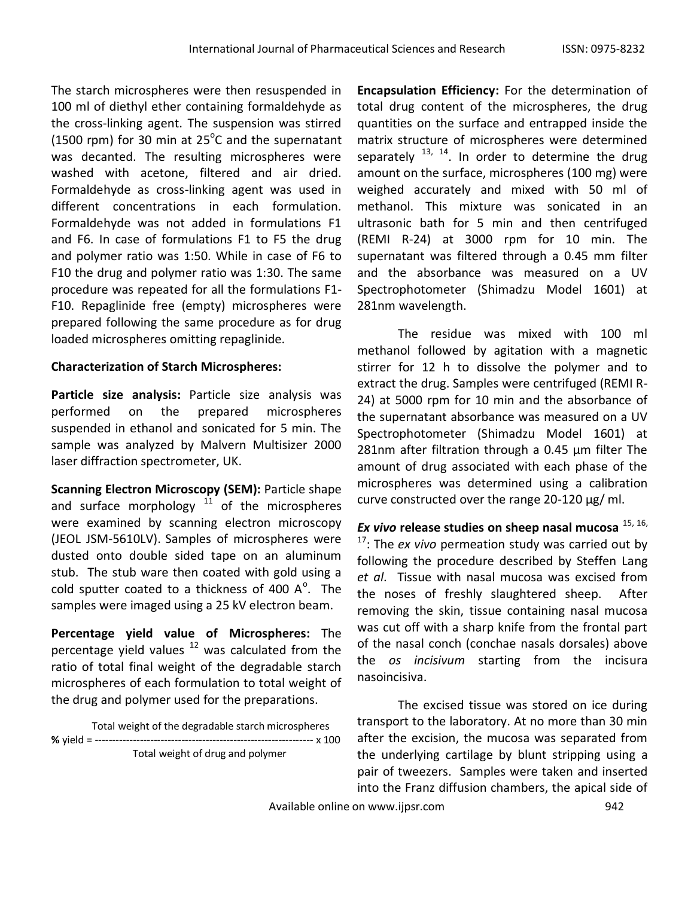The starch microspheres were then resuspended in 100 ml of diethyl ether containing formaldehyde as the cross-linking agent. The suspension was stirred (1500 rpm) for 30 min at 25°C and the supernatant was decanted. The resulting microspheres were washed with acetone, filtered and air dried. Formaldehyde as cross-linking agent was used in different concentrations in each formulation. Formaldehyde was not added in formulations F1 and F6. In case of formulations F1 to F5 the drug and polymer ratio was 1:50. While in case of F6 to F10 the drug and polymer ratio was 1:30. The same procedure was repeated for all the formulations F1-F10. Repaglinide free (empty) microspheres were prepared following the same procedure as for drug loaded microspheres omitting repaglinide.

**Characterization of Starch Microspheres:**

**Particle size analysis:** Particle size analysis was performed on the prepared microspheres suspended in ethanol and sonicated for 5 min. The sample was analyzed by Malvern Multisizer 2000 laser diffraction spectrometer, UK.

**Scanning Electron Microscopy (SEM):** Particle shape and surface morphology [11] of the microspheres were examined by scanning electron microscopy (JEOL JSM-5610LV). Samples of microspheres were dusted onto double sided tape on an aluminum stub. The stub ware then coated with gold using a cold sputter coated to a thickness of 400 A°. The samples were imaged using a 25 kV electron beam.

**Percentage yield value of Microspheres:** The percentage yield values [12] was calculated from the ratio of total final weight of the degradable starch microspheres of each formulation to total weight of the drug and polymer used for the preparations.

$$\% \text{ yield} = \frac{\text{Total weight of the degradable starch microspheres}}{\text{Total weight of drug and polymer}} \times 100$$

**Encapsulation Efficiency:** For the determination of total drug content of the microspheres, the drug quantities on the surface and entrapped inside the matrix structure of microspheres were determined separately [13, 14]. In order to determine the drug amount on the surface, microspheres (100 mg) were weighed accurately and mixed with 50 ml of methanol. This mixture was sonicated in an ultrasonic bath for 5 min and then centrifuged (REMI R-24) at 3000 rpm for 10 min. The supernatant was filtered through a 0.45 mm filter and the absorbance was measured on a UV Spectrophotometer (Shimadzu Model 1601) at 281nm wavelength.

The residue was mixed with 100 ml methanol followed by agitation with a magnetic stirrer for 12 h to dissolve the polymer and to extract the drug. Samples were centrifuged (REMI R-24) at 5000 rpm for 10 min and the absorbance of the supernatant absorbance was measured on a UV Spectrophotometer (Shimadzu Model 1601) at 281nm after filtration through a 0.45 µm filter The amount of drug associated with each phase of the microspheres was determined using a calibration curve constructed over the range 20-120 µg/ ml.

***Ex vivo* release studies on sheep nasal mucosa** [15, 16, 17]: The *ex vivo* permeation study was carried out by following the procedure described by Steffen Lang *et al*. Tissue with nasal mucosa was excised from the noses of freshly slaughtered sheep. After removing the skin, tissue containing nasal mucosa was cut off with a sharp knife from the frontal part of the nasal conch (conchae nasals dorsales) above the *os incisivum* starting from the incisura nasoincisiva.

The excised tissue was stored on ice during transport to the laboratory. At no more than 30 min after the excision, the mucosa was separated from the underlying cartilage by blunt stripping using a pair of tweezers. Samples were taken and inserted into the Franz diffusion chambers, the apical side of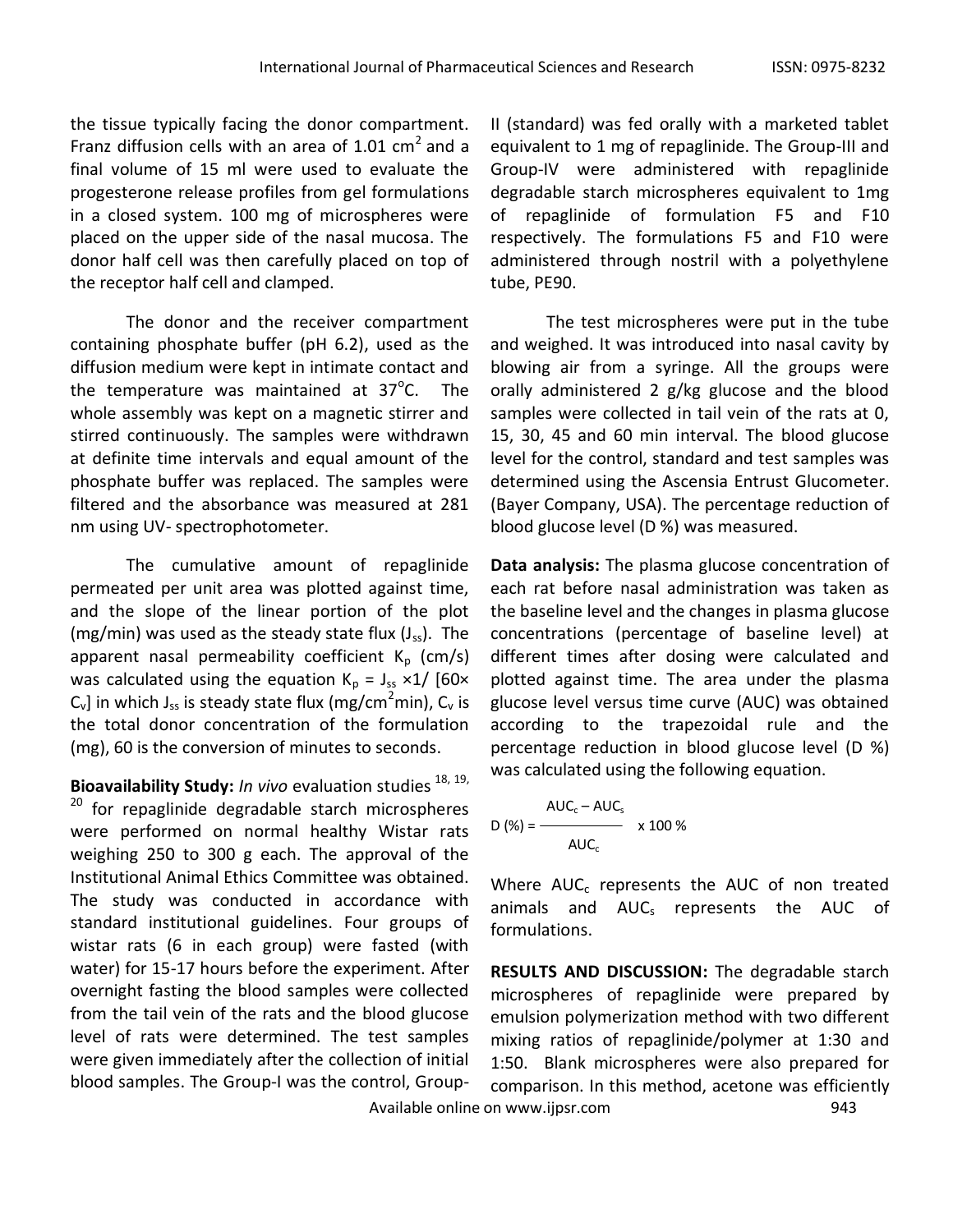the tissue typically facing the donor compartment. Franz diffusion cells with an area of 1.01 $cm^2$ and a final volume of 15 ml were used to evaluate the progesterone release profiles from gel formulations in a closed system. 100 mg of microspheres were placed on the upper side of the nasal mucosa. The donor half cell was then carefully placed on top of the receptor half cell and clamped.

The donor and the receiver compartment containing phosphate buffer (pH 6.2), used as the diffusion medium were kept in intimate contact and the temperature was maintained at 37°C. The whole assembly was kept on a magnetic stirrer and stirred continuously. The samples were withdrawn at definite time intervals and equal amount of the phosphate buffer was replaced. The samples were filtered and the absorbance was measured at 281 nm using UV- spectrophotometer.

The cumulative amount of repaglinide permeated per unit area was plotted against time, and the slope of the linear portion of the plot (mg/min) was used as the steady state flux ($J_{ss}$). The apparent nasal permeability coefficient $K_p$ (cm/s) was calculated using the equation $K_p = J_{ss} \times 1/ [60 \times C_v]$ in which $J_{ss}$ is steady state flux (mg/$cm^2$min), $C_v$ is the total donor concentration of the formulation (mg), 60 is the conversion of minutes to seconds.

**Bioavailability Study:** *In vivo* evaluation studies [18, 19, 20] for repaglinide degradable starch microspheres were performed on normal healthy Wistar rats weighing 250 to 300 g each. The approval of the Institutional Animal Ethics Committee was obtained. The study was conducted in accordance with standard institutional guidelines. Four groups of wistar rats (6 in each group) were fasted (with water) for 15-17 hours before the experiment. After overnight fasting the blood samples were collected from the tail vein of the rats and the blood glucose level of rats were determined. The test samples were given immediately after the collection of initial blood samples. The Group-I was the control, Group-II (standard) was fed orally with a marketed tablet equivalent to 1 mg of repaglinide. The Group-III and Group-IV were administered with repaglinide degradable starch microspheres equivalent to 1mg of repaglinide of formulation F5 and F10 respectively. The formulations F5 and F10 were administered through nostril with a polyethylene tube, PE90.

The test microspheres were put in the tube and weighed. It was introduced into nasal cavity by blowing air from a syringe. All the groups were orally administered 2 g/kg glucose and the blood samples were collected in tail vein of the rats at 0, 15, 30, 45 and 60 min interval. The blood glucose level for the control, standard and test samples was determined using the Ascensia Entrust Glucometer. (Bayer Company, USA). The percentage reduction of blood glucose level (D %) was measured.

**Data analysis:** The plasma glucose concentration of each rat before nasal administration was taken as the baseline level and the changes in plasma glucose concentrations (percentage of baseline level) at different times after dosing were calculated and plotted against time. The area under the plasma glucose level versus time curve (AUC) was obtained according to the trapezoidal rule and the percentage reduction in blood glucose level (D %) was calculated using the following equation.

$$D\ (\%) = \frac{AUC_c - AUC_s}{AUC_c} \times 100\ \%$$

Where $AUC_c$ represents the AUC of non treated animals and $AUC_s$ represents the AUC of formulations.

**RESULTS AND DISCUSSION:** The degradable starch microspheres of repaglinide were prepared by emulsion polymerization method with two different mixing ratios of repaglinide/polymer at 1:30 and 1:50. Blank microspheres were also prepared for comparison. In this method, acetone was efficiently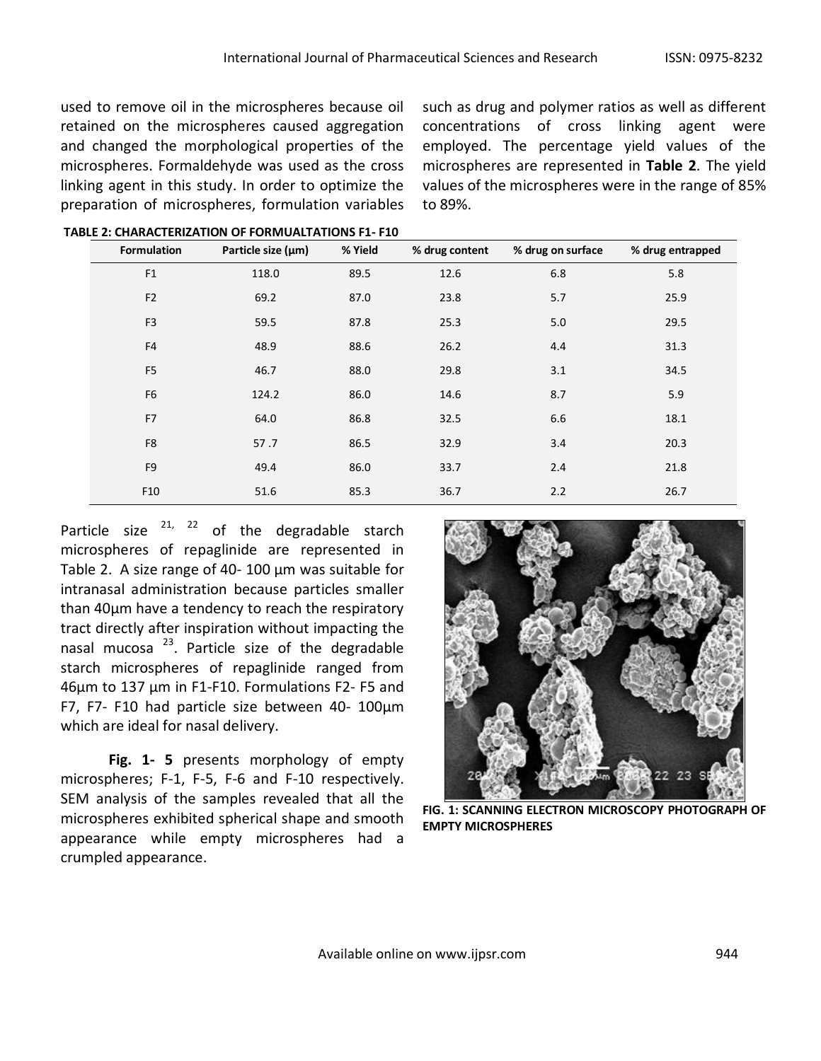used to remove oil in the microspheres because oil retained on the microspheres caused aggregation and changed the morphological properties of the microspheres. Formaldehyde was used as the cross linking agent in this study. In order to optimize the preparation of microspheres, formulation variables such as drug and polymer ratios as well as different concentrations of cross linking agent were employed. The percentage yield values of the microspheres are represented in **Table 2**. The yield values of the microspheres were in the range of 85% to 89%.

**TABLE 2: CHARACTERIZATION OF FORMUALTATIONS F1- F10**

| Formulation | Particle size (µm) | % Yield | % drug content | % drug on surface | % drug entrapped |
|---|---|---|---|---|---|
| F1 | 118.0 | 89.5 | 12.6 | 6.8 | 5.8 |
| F2 | 69.2 | 87.0 | 23.8 | 5.7 | 25.9 |
| F3 | 59.5 | 87.8 | 25.3 | 5.0 | 29.5 |
| F4 | 48.9 | 88.6 | 26.2 | 4.4 | 31.3 |
| F5 | 46.7 | 88.0 | 29.8 | 3.1 | 34.5 |
| F6 | 124.2 | 86.0 | 14.6 | 8.7 | 5.9 |
| F7 | 64.0 | 86.8 | 32.5 | 6.6 | 18.1 |
| F8 | 57 .7 | 86.5 | 32.9 | 3.4 | 20.3 |
| F9 | 49.4 | 86.0 | 33.7 | 2.4 | 21.8 |
| F10 | 51.6 | 85.3 | 36.7 | 2.2 | 26.7 |

Particle size [21, 22] of the degradable starch microspheres of repaglinide are represented in Table 2. A size range of 40- 100 µm was suitable for intranasal administration because particles smaller than 40µm have a tendency to reach the respiratory tract directly after inspiration without impacting the nasal mucosa [23]. Particle size of the degradable starch microspheres of repaglinide ranged from 46µm to 137 µm in F1-F10. Formulations F2- F5 and F7, F7- F10 had particle size between 40- 100µm which are ideal for nasal delivery.

**Fig. 1- 5** presents morphology of empty microspheres; F-1, F-5, F-6 and F-10 respectively. SEM analysis of the samples revealed that all the microspheres exhibited spherical shape and smooth appearance while empty microspheres had a crumpled appearance.

**FIG. 1: SCANNING ELECTRON MICROSCOPY PHOTOGRAPH OF EMPTY MICROSPHERES**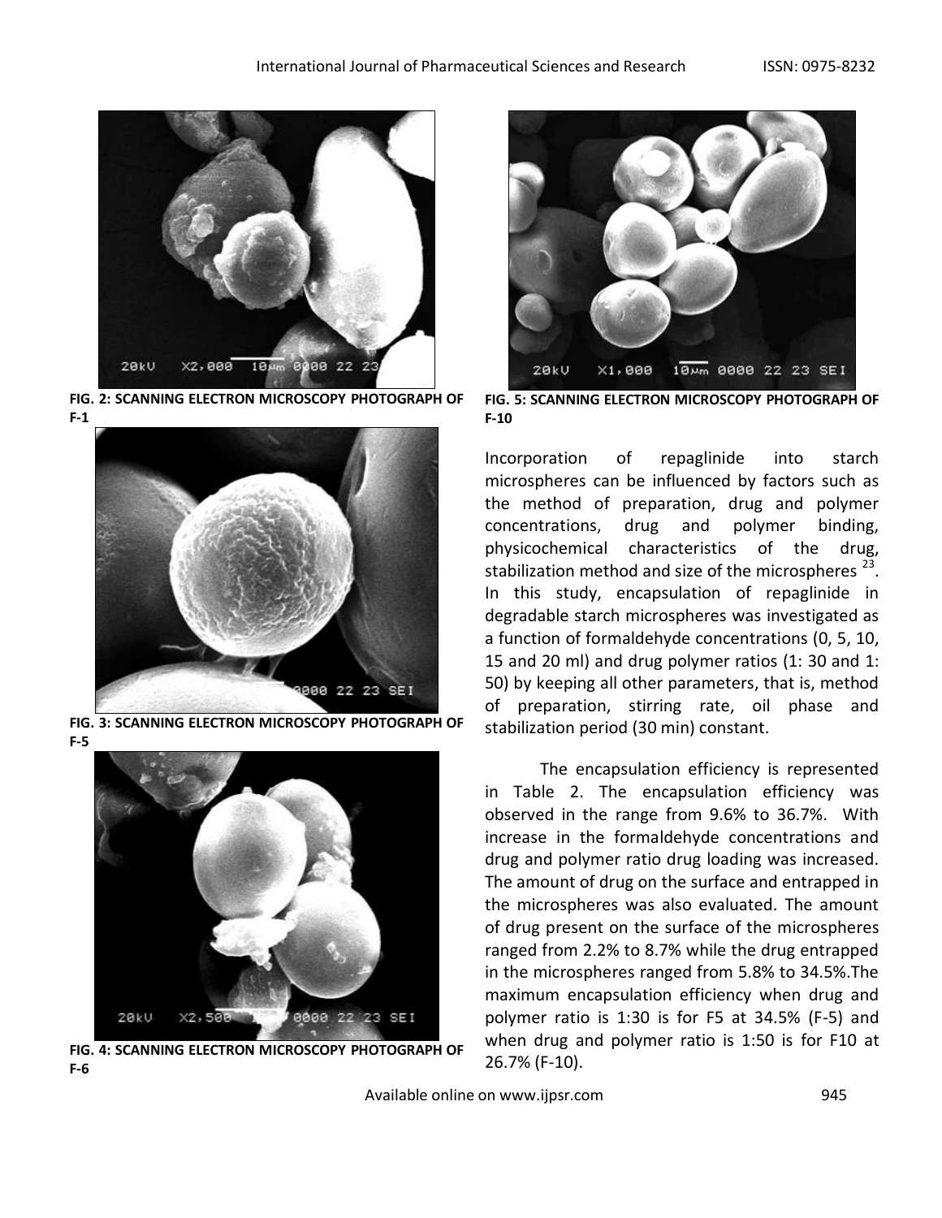FIG. 2: SCANNING ELECTRON MICROSCOPY PHOTOGRAPH OF F-1

FIG. 3: SCANNING ELECTRON MICROSCOPY PHOTOGRAPH OF F-5

FIG. 4: SCANNING ELECTRON MICROSCOPY PHOTOGRAPH OF F-6

FIG. 5: SCANNING ELECTRON MICROSCOPY PHOTOGRAPH OF F-10

Incorporation of repaglinide into starch microspheres can be influenced by factors such as the method of preparation, drug and polymer concentrations, drug and polymer binding, physicochemical characteristics of the drug, stabilization method and size of the microspheres [23]. In this study, encapsulation of repaglinide in degradable starch microspheres was investigated as a function of formaldehyde concentrations (0, 5, 10, 15 and 20 ml) and drug polymer ratios (1: 30 and 1: 50) by keeping all other parameters, that is, method of preparation, stirring rate, oil phase and stabilization period (30 min) constant.

The encapsulation efficiency is represented in Table 2. The encapsulation efficiency was observed in the range from 9.6% to 36.7%. With increase in the formaldehyde concentrations and drug and polymer ratio drug loading was increased. The amount of drug on the surface and entrapped in the microspheres was also evaluated. The amount of drug present on the surface of the microspheres ranged from 2.2% to 8.7% while the drug entrapped in the microspheres ranged from 5.8% to 34.5%.The maximum encapsulation efficiency when drug and polymer ratio is 1:30 is for F5 at 34.5% (F-5) and when drug and polymer ratio is 1:50 is for F10 at 26.7% (F-10).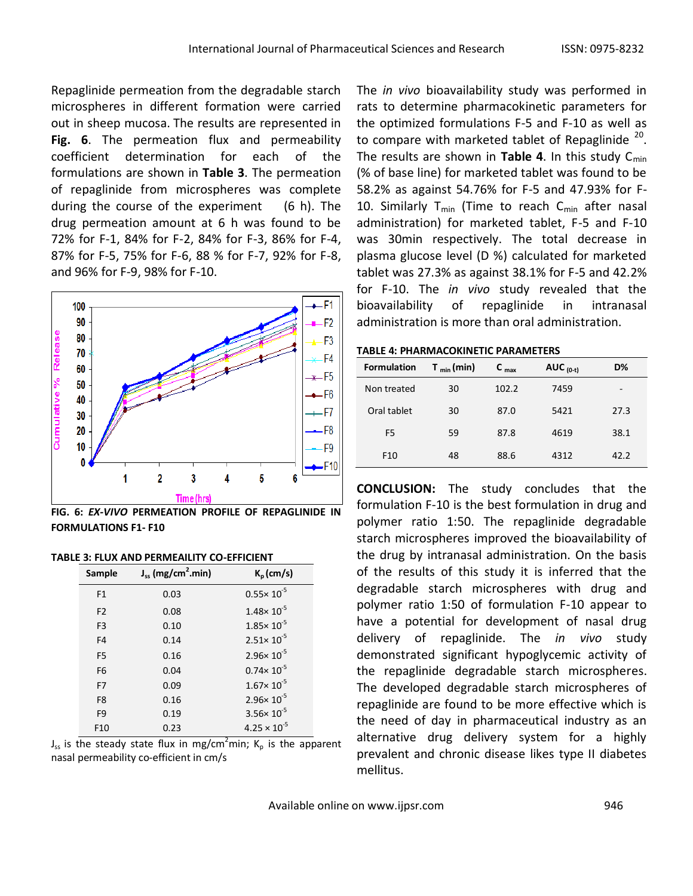Repaglinide permeation from the degradable starch microspheres in different formation were carried out in sheep mucosa. The results are represented in **Fig. 6**. The permeation flux and permeability coefficient determination for each of the formulations are shown in **Table 3**. The permeation of repaglinide from microspheres was complete during the course of the experiment (6 h). The drug permeation amount at 6 h was found to be 72% for F-1, 84% for F-2, 84% for F-3, 86% for F-4, 87% for F-5, 75% for F-6, 88 % for F-7, 92% for F-8, and 96% for F-9, 98% for F-10.

**FIG. 6: *EX-VIVO* PERMEATION PROFILE OF REPAGLINIDE IN FORMULATIONS F1- F10**

**TABLE 3: FLUX AND PERMEAILITY CO-EFFICIENT**

| Sample | $J_{ss}$ (mg/cm$^2$.min) | $K_p$ (cm/s) |
|---|---|---|
| F1 | 0.03 | $0.55\times 10^{-5}$ |
| F2 | 0.08 | $1.48\times 10^{-5}$ |
| F3 | 0.10 | $1.85\times 10^{-5}$ |
| F4 | 0.14 | $2.51\times 10^{-5}$ |
| F5 | 0.16 | $2.96\times 10^{-5}$ |
| F6 | 0.04 | $0.74\times 10^{-5}$ |
| F7 | 0.09 | $1.67\times 10^{-5}$ |
| F8 | 0.16 | $2.96\times 10^{-5}$ |
| F9 | 0.19 | $3.56\times 10^{-5}$ |
| F10 | 0.23 | $4.25 \times 10^{-5}$ |

$J_{ss}$ is the steady state flux in mg/cm$^2$min; $K_p$ is the apparent nasal permeability co-efficient in cm/s

The *in vivo* bioavailability study was performed in rats to determine pharmacokinetic parameters for the optimized formulations F-5 and F-10 as well as to compare with marketed tablet of Repaglinide [20]. The results are shown in **Table 4**. In this study $C_{min}$ (% of base line) for marketed tablet was found to be 58.2% as against 54.76% for F-5 and 47.93% for F-10. Similarly $T_{min}$ (Time to reach $C_{min}$ after nasal administration) for marketed tablet, F-5 and F-10 was 30min respectively. The total decrease in plasma glucose level (D %) calculated for marketed tablet was 27.3% as against 38.1% for F-5 and 42.2% for F-10. The *in vivo* study revealed that the bioavailability of repaglinide in intranasal administration is more than oral administration.

**TABLE 4: PHARMACOKINETIC PARAMETERS**

| Formulation | $T_{min}$ (min) | $C_{max}$ | AUC $_{(0-t)}$ | D% |
|---|---|---|---|---|
| Non treated | 30 | 102.2 | 7459 | - |
| Oral tablet | 30 | 87.0 | 5421 | 27.3 |
| F5 | 59 | 87.8 | 4619 | 38.1 |
| F10 | 48 | 88.6 | 4312 | 42.2 |

**CONCLUSION:** The study concludes that the formulation F-10 is the best formulation in drug and polymer ratio 1:50. The repaglinide degradable starch microspheres improved the bioavailability of the drug by intranasal administration. On the basis of the results of this study it is inferred that the degradable starch microspheres with drug and polymer ratio 1:50 of formulation F-10 appear to have a potential for development of nasal drug delivery of repaglinide. The *in vivo* study demonstrated significant hypoglycemic activity of the repaglinide degradable starch microspheres. The developed degradable starch microspheres of repaglinide are found to be more effective which is the need of day in pharmaceutical industry as an alternative drug delivery system for a highly prevalent and chronic disease likes type II diabetes mellitus.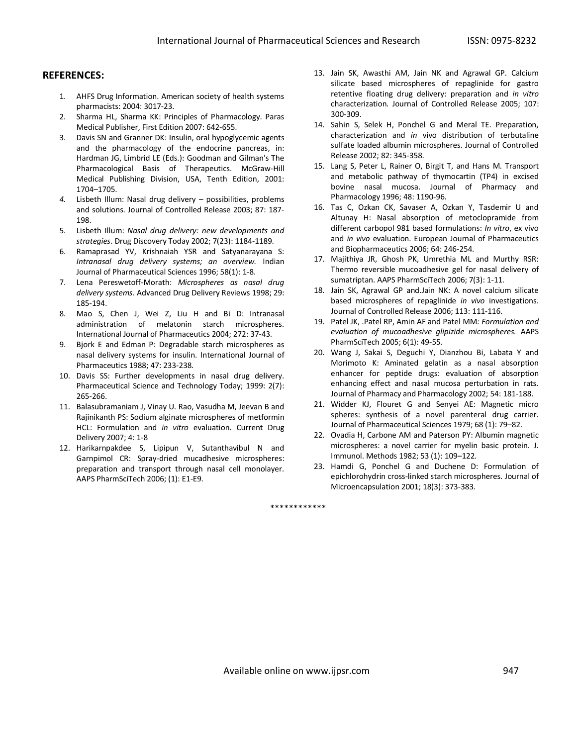## REFERENCES:

1. AHFS Drug Information. American society of health systems pharmacists: 2004: 3017-23.
2. Sharma HL, Sharma KK: Principles of Pharmacology. Paras Medical Publisher, First Edition 2007: 642-655.
3. Davis SN and Granner DK: Insulin, oral hypoglycemic agents and the pharmacology of the endocrine pancreas, in: Hardman JG, Limbrid LE (Eds.): Goodman and Gilman's The Pharmacological Basis of Therapeutics. McGraw-Hill Medical Publishing Division, USA, Tenth Edition, 2001: 1704–1705.
4. Lisbeth Illum: Nasal drug delivery – possibilities, problems and solutions. Journal of Controlled Release 2003; 87: 187-198.
5. Lisbeth Illum: *Nasal drug delivery: new developments and strategies*. Drug Discovery Today 2002; 7(23): 1184-1189.
6. Ramaprasad YV, Krishnaiah YSR and Satyanarayana S: *Intranasal drug delivery systems; an overview.* Indian Journal of Pharmaceutical Sciences 1996; 58(1): 1-8.
7. Lena Pereswetoff-Morath: *Microspheres as nasal drug delivery systems*. Advanced Drug Delivery Reviews 1998; 29: 185-194.
8. Mao S, Chen J, Wei Z, Liu H and Bi D: Intranasal administration of melatonin starch microspheres. International Journal of Pharmaceutics 2004; 272: 37-43.
9. Bjork E and Edman P: Degradable starch microspheres as nasal delivery systems for insulin. International Journal of Pharmaceutics 1988; 47: 233-238.
10. Davis SS: Further developments in nasal drug delivery. Pharmaceutical Science and Technology Today; 1999: 2(7): 265-266.
11. Balasubramaniam J, Vinay U. Rao, Vasudha M, Jeevan B and Rajinikanth PS: Sodium alginate microspheres of metformin HCL: Formulation and *in vitro* evaluation. Current Drug Delivery 2007; 4: 1-8
12. Harikarnpakdee S, Lipipun V, Sutanthavibul N and Garnpimol CR: Spray-dried mucadhesive microspheres: preparation and transport through nasal cell monolayer. AAPS PharmSciTech 2006; (1): E1-E9.
13. Jain SK, Awasthi AM, Jain NK and Agrawal GP. Calcium silicate based microspheres of repaglinide for gastro retentive floating drug delivery: preparation and *in vitro* characterization. Journal of Controlled Release 2005; 107: 300-309.
14. Sahin S, Selek H, Ponchel G and Meral TE. Preparation, characterization and *in* vivo distribution of terbutaline sulfate loaded albumin microspheres. Journal of Controlled Release 2002; 82: 345-358.
15. Lang S, Peter L, Rainer O, Birgit T, and Hans M. Transport and metabolic pathway of thymocartin (TP4) in excised bovine nasal mucosa. Journal of Pharmacy and Pharmacology 1996; 48: 1190-96.
16. Tas C, Ozkan CK, Savaser A, Ozkan Y, Tasdemir U and Altunay H: Nasal absorption of metoclopramide from different carbopol 981 based formulations: *In vitro*, ex vivo and *in vivo* evaluation. European Journal of Pharmaceutics and Biopharmaceutics 2006; 64: 246-254.
17. Majithiya JR, Ghosh PK, Umrethia ML and Murthy RSR: Thermo reversible mucoadhesive gel for nasal delivery of sumatriptan. AAPS PharmSciTech 2006; 7(3): 1-11.
18. Jain SK, Agrawal GP and.Jain NK: A novel calcium silicate based microspheres of repaglinide *in vivo* investigations. Journal of Controlled Release 2006; 113: 111-116.
19. Patel JK, .Patel RP, Amin AF and Patel MM*: Formulation and evaluation of mucoadhesive glipizide microspheres.* AAPS PharmSciTech 2005; 6(1): 49-55.
20. Wang J, Sakai S, Deguchi Y, Dianzhou Bi, Labata Y and Morimoto K: Aminated gelatin as a nasal absorption enhancer for peptide drugs: evaluation of absorption enhancing effect and nasal mucosa perturbation in rats. Journal of Pharmacy and Pharmacology 2002; 54: 181-188.
21. Widder KJ, Flouret G and Senyei AE: Magnetic micro spheres: synthesis of a novel parenteral drug carrier. Journal of Pharmaceutical Sciences 1979; 68 (1): 79–82.
22. Ovadia H, Carbone AM and Paterson PY: Albumin magnetic microspheres: a novel carrier for myelin basic protein. J. Immunol. Methods 1982; 53 (1): 109–122.
23. Hamdi G, Ponchel G and Duchene D: Formulation of epichlorohydrin cross-linked starch microspheres. Journal of Microencapsulation 2001; 18(3): 373-383.

************